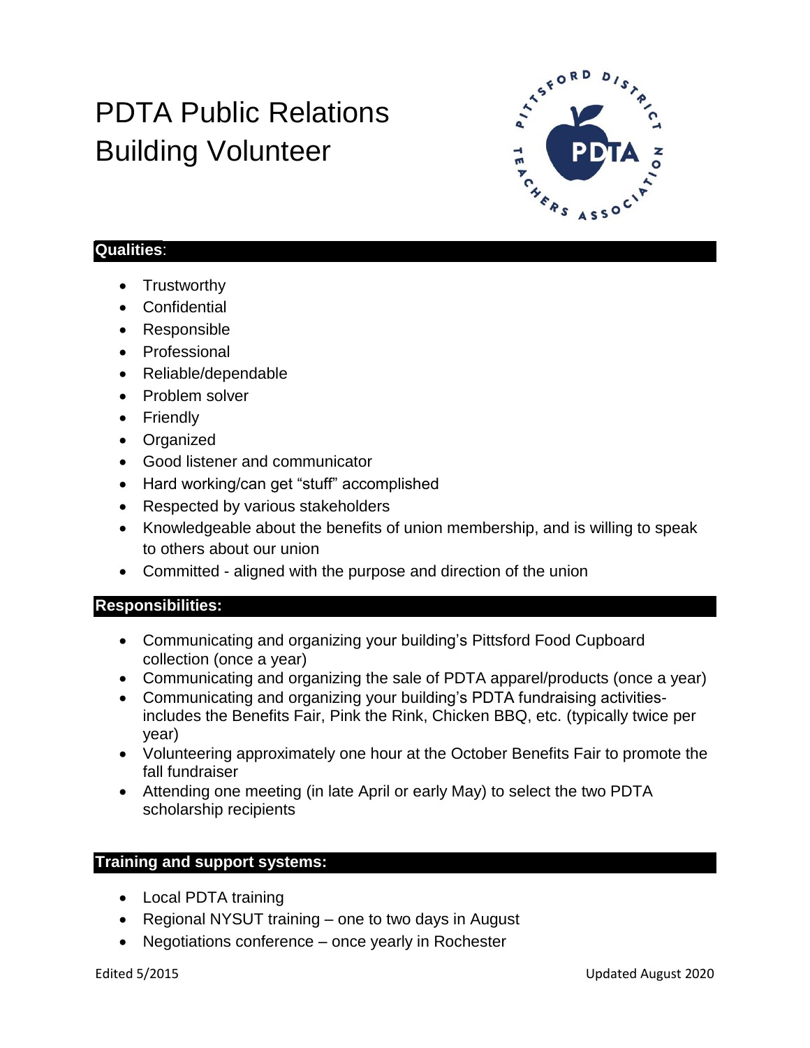# PDTA Public Relations Building Volunteer

## Qualities:

- Trustworthy
- Confidential
- Responsible
- Professional
- Reliable/dependable
- Problem solver
- Friendly
- Organized
- Good listener and communicator
- Hard working/can get "stuff" accomplished
- Respected by various stakeholders
- Knowledgeable about the benefits of union membership, and is willing to speak to others about our union
- Committed - aligned with the purpose and direction of the union

## Responsibilities:

- Communicating and organizing your building's Pittsford Food Cupboard collection (once a year)
- Communicating and organizing the sale of PDTA apparel/products (once a year)
- Communicating and organizing your building's PDTA fundraising activities- includes the Benefits Fair, Pink the Rink, Chicken BBQ, etc. (typically twice per year)
- Volunteering approximately one hour at the October Benefits Fair to promote the fall fundraiser
- Attending one meeting (in late April or early May) to select the two PDTA scholarship recipients

## Training and support systems:

- Local PDTA training
- Regional NYSUT training – one to two days in August
- Negotiations conference – once yearly in Rochester

Edited 5/2015

Updated August 2020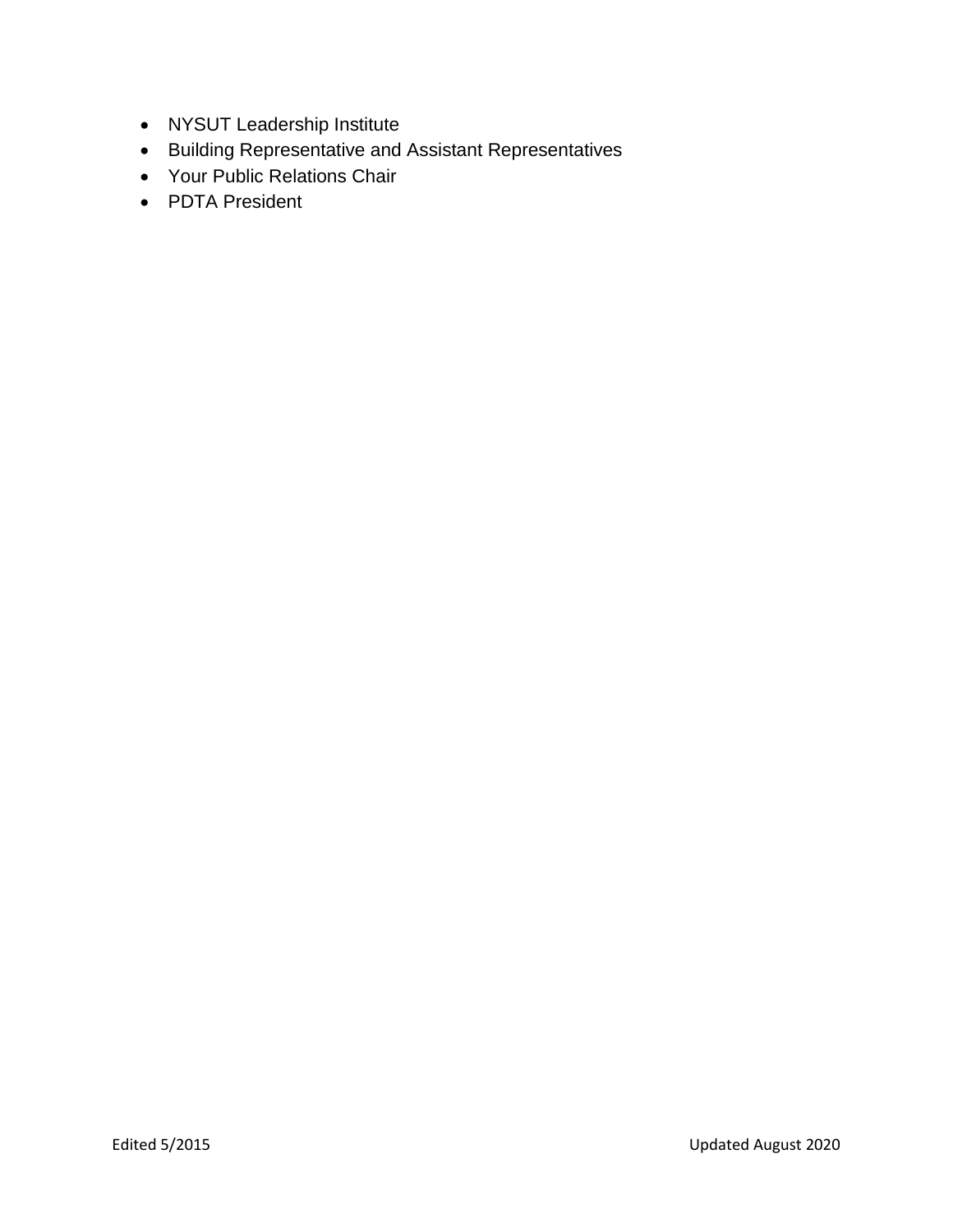- NYSUT Leadership Institute
- Building Representative and Assistant Representatives
- Your Public Relations Chair
- PDTA President